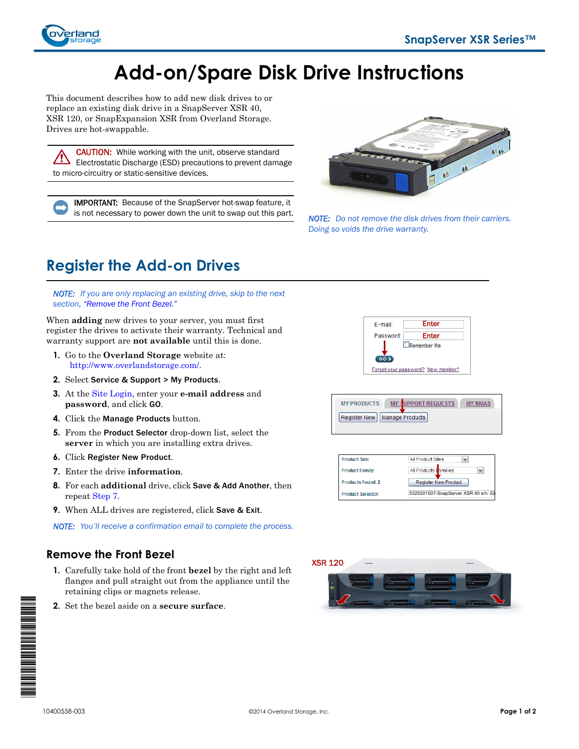# Add-on/Spare Disk Drive Instructions

This document describes how to add new disk drives to or replace an existing disk drive in a SnapServer XSR 40, XSR 120, or SnapExpansion XSR from Overland Storage. Drives are hot-swappable.

**CAUTION:** While working with the unit, observe standard Electrostatic Discharge (ESD) precautions to prevent damage to micro-circuitry or static-sensitive devices.

**IMPORTANT:** Because of the SnapServer hot-swap feature, it is not necessary to power down the unit to swap out this part.

*NOTE: Do not remove the disk drives from their carriers. Doing so voids the drive warranty.*

## Register the Add-on Drives

*NOTE: If you are only replacing an existing drive, skip to the next section, "Remove the Front Bezel."*

When **adding** new drives to your server, you must first register the drives to activate their warranty. Technical and warranty support are **not available** until this is done.

1. Go to the **Overland Storage** website at: http://www.overlandstorage.com/.
2. Select **Service & Support > My Products**.
3. At the Site Login, enter your **e-mail address** and **password**, and click **GO**.
4. Click the **Manage Products** button.
5. From the **Product Selector** drop-down list, select the **server** in which you are installing extra drives.
6. Click **Register New Product**.
7. Enter the drive **information**.
8. For each **additional** drive, click **Save & Add Another**, then repeat Step 7.
9. When ALL drives are registered, click **Save & Exit**.

*NOTE: You'll receive a confirmation email to complete the process.*

### Remove the Front Bezel

1. Carefully take hold of the front **bezel** by the right and left flanges and pull straight out from the appliance until the retaining clips or magnets release.
2. Set the bezel aside on a **secure surface**.

10400558-003 ©2014 Overland Storage, Inc.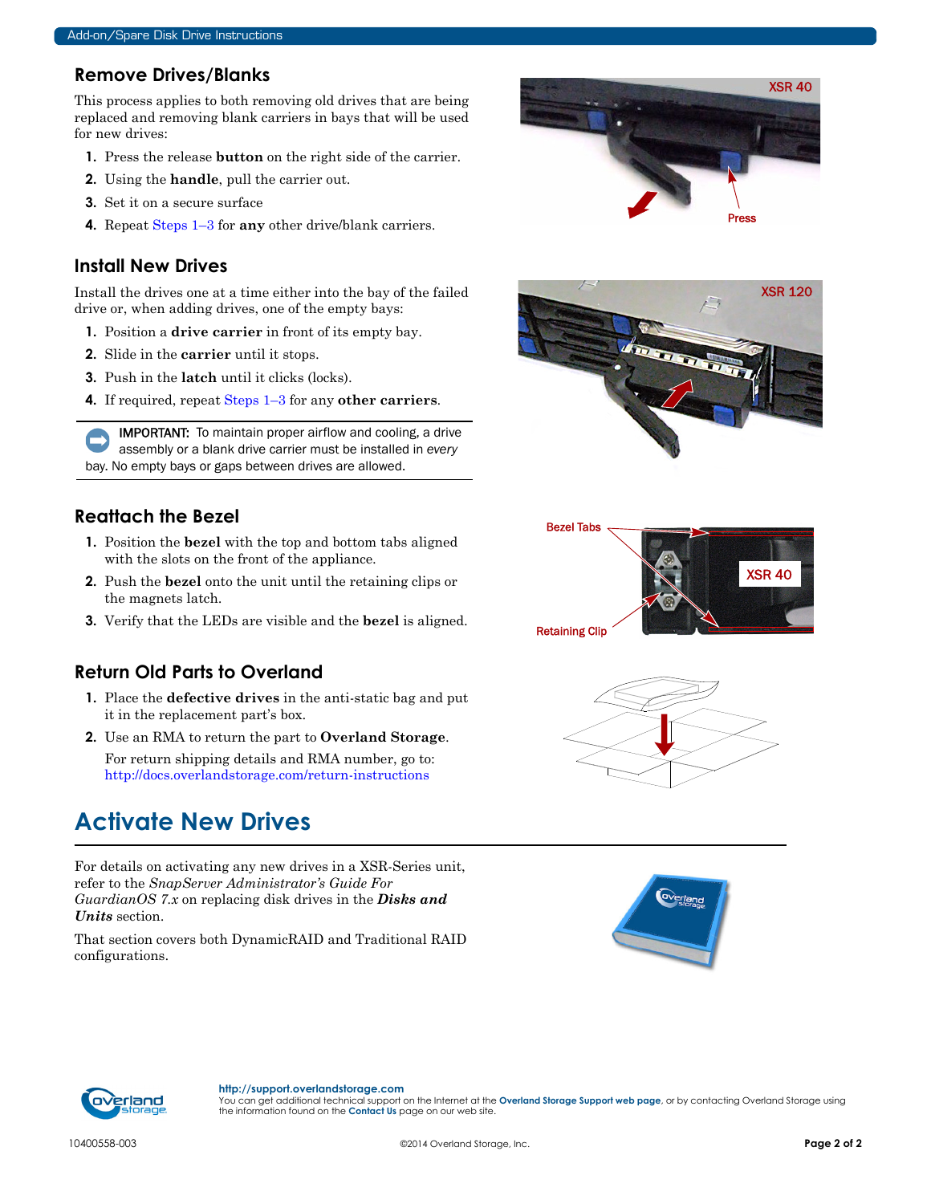## Remove Drives/Blanks

This process applies to both removing old drives that are being replaced and removing blank carriers in bays that will be used for new drives:

1. Press the release **button** on the right side of the carrier.
2. Using the **handle**, pull the carrier out.
3. Set it on a secure surface
4. Repeat Steps 1–3 for **any** other drive/blank carriers.

XSR 40

Press

## Install New Drives

Install the drives one at a time either into the bay of the failed drive or, when adding drives, one of the empty bays:

1. Position a **drive carrier** in front of its empty bay.
2. Slide in the **carrier** until it stops.
3. Push in the **latch** until it clicks (locks).
4. If required, repeat Steps 1–3 for any **other carriers**.

IMPORTANT: To maintain proper airflow and cooling, a drive assembly or a blank drive carrier must be installed in *every* bay. No empty bays or gaps between drives are allowed.

XSR 120

## Reattach the Bezel

1. Position the **bezel** with the top and bottom tabs aligned with the slots on the front of the appliance.
2. Push the **bezel** onto the unit until the retaining clips or the magnets latch.
3. Verify that the LEDs are visible and the **bezel** is aligned.

Bezel Tabs

XSR 40

Retaining Clip

## Return Old Parts to Overland

1. Place the **defective drives** in the anti-static bag and put it in the replacement part's box.
2. Use an RMA to return the part to **Overland Storage**.

   For return shipping details and RMA number, go to:
   http://docs.overlandstorage.com/return-instructions

# Activate New Drives

For details on activating any new drives in a XSR-Series unit, refer to the *SnapServer Administrator's Guide For GuardianOS 7.x* on replacing disk drives in the ***Disks and Units*** section.

That section covers both DynamicRAID and Traditional RAID configurations.

**http://support.overlandstorage.com**
You can get additional technical support on the Internet at the **Overland Storage Support web page**, or by contacting Overland Storage using the information found on the **Contact Us** page on our web site.

10400558-003

©2014 Overland Storage, Inc.